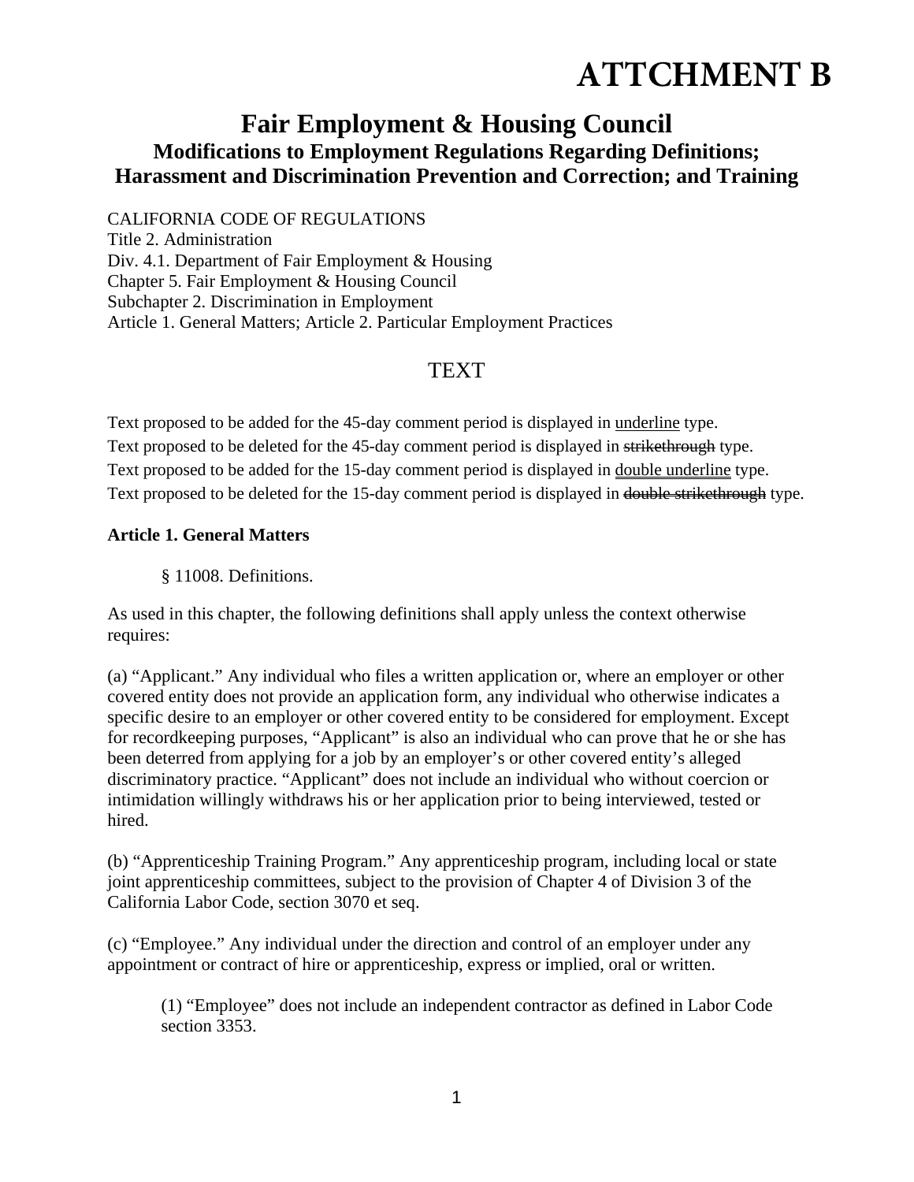# ATTCHMENT B

## Fair Employment & Housing Council

### Modifications to Employment Regulations Regarding Definitions; Harassment and Discrimination Prevention and Correction; and Training

CALIFORNIA CODE OF REGULATIONS
Title 2. Administration
Div. 4.1. Department of Fair Employment & Housing
Chapter 5. Fair Employment & Housing Council
Subchapter 2. Discrimination in Employment
Article 1. General Matters; Article 2. Particular Employment Practices

TEXT

Text proposed to be added for the 45-day comment period is displayed in <u>underline</u> type.
Text proposed to be deleted for the 45-day comment period is displayed in ~~strikethrough~~ type.
Text proposed to be added for the 15-day comment period is displayed in <u>double underline</u> type.
Text proposed to be deleted for the 15-day comment period is displayed in ~~double strikethrough~~ type.

**Article 1. General Matters**

§ 11008. Definitions.

As used in this chapter, the following definitions shall apply unless the context otherwise requires:

(a) "Applicant." Any individual who files a written application or, where an employer or other covered entity does not provide an application form, any individual who otherwise indicates a specific desire to an employer or other covered entity to be considered for employment. Except for recordkeeping purposes, "Applicant" is also an individual who can prove that he or she has been deterred from applying for a job by an employer's or other covered entity's alleged discriminatory practice. "Applicant" does not include an individual who without coercion or intimidation willingly withdraws his or her application prior to being interviewed, tested or hired.

(b) "Apprenticeship Training Program." Any apprenticeship program, including local or state joint apprenticeship committees, subject to the provision of Chapter 4 of Division 3 of the California Labor Code, section 3070 et seq.

(c) "Employee." Any individual under the direction and control of an employer under any appointment or contract of hire or apprenticeship, express or implied, oral or written.

(1) "Employee" does not include an independent contractor as defined in Labor Code section 3353.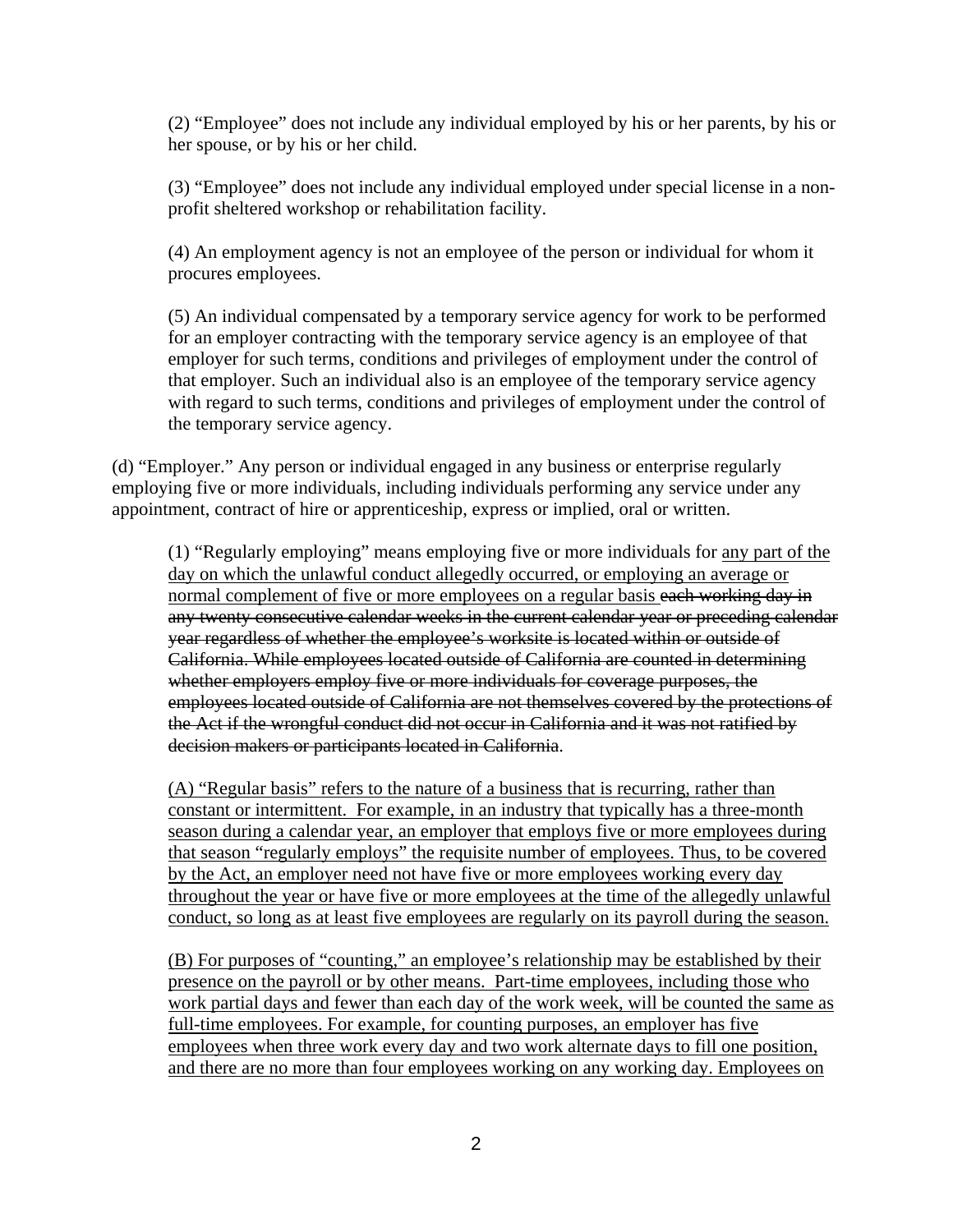(2) "Employee" does not include any individual employed by his or her parents, by his or her spouse, or by his or her child.

(3) "Employee" does not include any individual employed under special license in a non-profit sheltered workshop or rehabilitation facility.

(4) An employment agency is not an employee of the person or individual for whom it procures employees.

(5) An individual compensated by a temporary service agency for work to be performed for an employer contracting with the temporary service agency is an employee of that employer for such terms, conditions and privileges of employment under the control of that employer. Such an individual also is an employee of the temporary service agency with regard to such terms, conditions and privileges of employment under the control of the temporary service agency.

(d) "Employer." Any person or individual engaged in any business or enterprise regularly employing five or more individuals, including individuals performing any service under any appointment, contract of hire or apprenticeship, express or implied, oral or written.

(1) "Regularly employing" means employing five or more individuals for <u>any part of the day on which the unlawful conduct allegedly occurred, or employing an average or normal complement of five or more employees on a regular basis</u> ~~each working day in any twenty consecutive calendar weeks in the current calendar year or preceding calendar year regardless of whether the employee's worksite is located within or outside of California. While employees located outside of California are counted in determining whether employers employ five or more individuals for coverage purposes, the employees located outside of California are not themselves covered by the protections of the Act if the wrongful conduct did not occur in California and it was not ratified by decision makers or participants located in California~~.

<u>(A) "Regular basis" refers to the nature of a business that is recurring, rather than constant or intermittent. For example, in an industry that typically has a three-month season during a calendar year, an employer that employs five or more employees during that season "regularly employs" the requisite number of employees. Thus, to be covered by the Act, an employer need not have five or more employees working every day throughout the year or have five or more employees at the time of the allegedly unlawful conduct, so long as at least five employees are regularly on its payroll during the season.</u>

<u>(B) For purposes of "counting," an employee's relationship may be established by their presence on the payroll or by other means. Part-time employees, including those who work partial days and fewer than each day of the work week, will be counted the same as full-time employees. For example, for counting purposes, an employer has five employees when three work every day and two work alternate days to fill one position, and there are no more than four employees working on any working day. Employees on</u>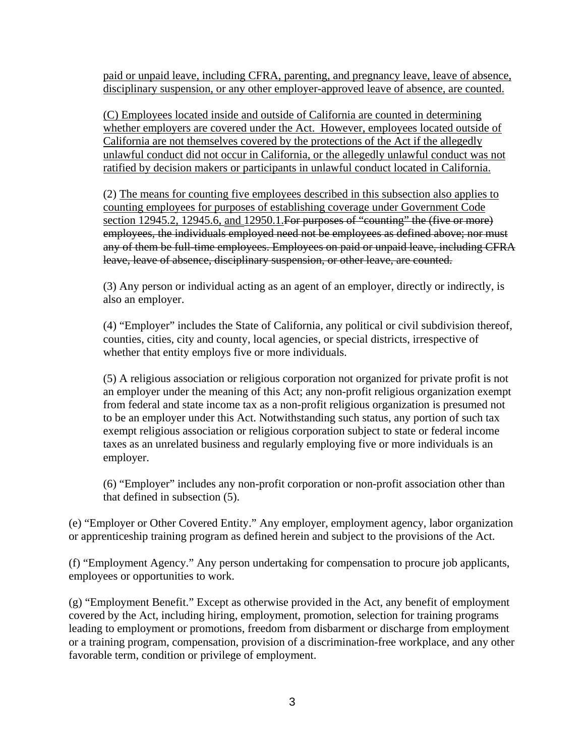paid or unpaid leave, including CFRA, parenting, and pregnancy leave, leave of absence, disciplinary suspension, or any other employer-approved leave of absence, are counted.

(C) Employees located inside and outside of California are counted in determining whether employers are covered under the Act. However, employees located outside of California are not themselves covered by the protections of the Act if the allegedly unlawful conduct did not occur in California, or the allegedly unlawful conduct was not ratified by decision makers or participants in unlawful conduct located in California.

(2) The means for counting five employees described in this subsection also applies to counting employees for purposes of establishing coverage under Government Code section 12945.2, 12945.6, and 12950.1.~~For purposes of "counting" the (five or more) employees, the individuals employed need not be employees as defined above; nor must any of them be full-time employees. Employees on paid or unpaid leave, including CFRA leave, leave of absence, disciplinary suspension, or other leave, are counted.~~

(3) Any person or individual acting as an agent of an employer, directly or indirectly, is also an employer.

(4) "Employer" includes the State of California, any political or civil subdivision thereof, counties, cities, city and county, local agencies, or special districts, irrespective of whether that entity employs five or more individuals.

(5) A religious association or religious corporation not organized for private profit is not an employer under the meaning of this Act; any non-profit religious organization exempt from federal and state income tax as a non-profit religious organization is presumed not to be an employer under this Act. Notwithstanding such status, any portion of such tax exempt religious association or religious corporation subject to state or federal income taxes as an unrelated business and regularly employing five or more individuals is an employer.

(6) "Employer" includes any non-profit corporation or non-profit association other than that defined in subsection (5).

(e) "Employer or Other Covered Entity." Any employer, employment agency, labor organization or apprenticeship training program as defined herein and subject to the provisions of the Act.

(f) "Employment Agency." Any person undertaking for compensation to procure job applicants, employees or opportunities to work.

(g) "Employment Benefit." Except as otherwise provided in the Act, any benefit of employment covered by the Act, including hiring, employment, promotion, selection for training programs leading to employment or promotions, freedom from disbarment or discharge from employment or a training program, compensation, provision of a discrimination-free workplace, and any other favorable term, condition or privilege of employment.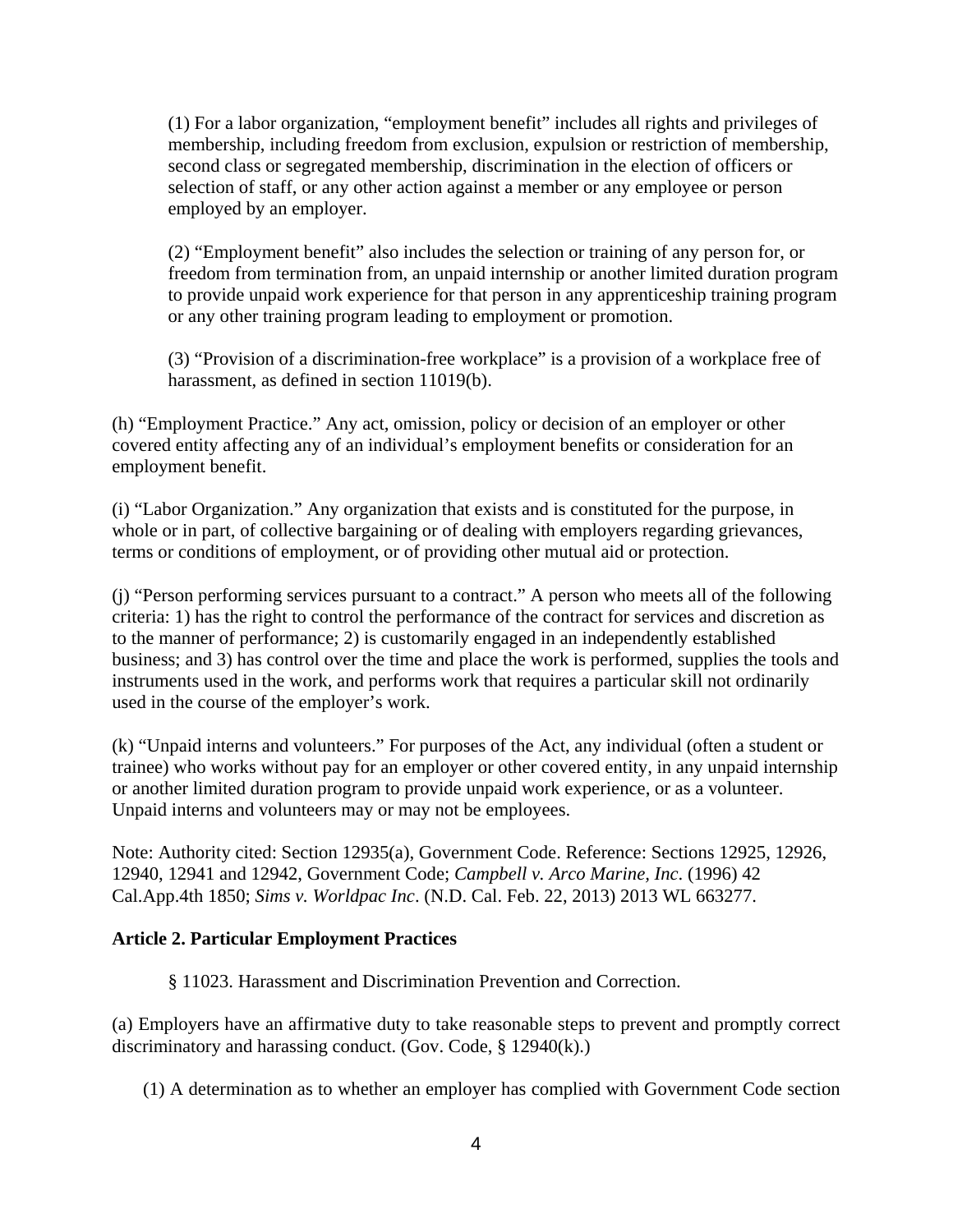(1) For a labor organization, “employment benefit” includes all rights and privileges of membership, including freedom from exclusion, expulsion or restriction of membership, second class or segregated membership, discrimination in the election of officers or selection of staff, or any other action against a member or any employee or person employed by an employer.

(2) “Employment benefit” also includes the selection or training of any person for, or freedom from termination from, an unpaid internship or another limited duration program to provide unpaid work experience for that person in any apprenticeship training program or any other training program leading to employment or promotion.

(3) “Provision of a discrimination-free workplace” is a provision of a workplace free of harassment, as defined in section 11019(b).

(h) “Employment Practice.” Any act, omission, policy or decision of an employer or other covered entity affecting any of an individual’s employment benefits or consideration for an employment benefit.

(i) “Labor Organization.” Any organization that exists and is constituted for the purpose, in whole or in part, of collective bargaining or of dealing with employers regarding grievances, terms or conditions of employment, or of providing other mutual aid or protection.

(j) “Person performing services pursuant to a contract.” A person who meets all of the following criteria: 1) has the right to control the performance of the contract for services and discretion as to the manner of performance; 2) is customarily engaged in an independently established business; and 3) has control over the time and place the work is performed, supplies the tools and instruments used in the work, and performs work that requires a particular skill not ordinarily used in the course of the employer’s work.

(k) “Unpaid interns and volunteers.” For purposes of the Act, any individual (often a student or trainee) who works without pay for an employer or other covered entity, in any unpaid internship or another limited duration program to provide unpaid work experience, or as a volunteer. Unpaid interns and volunteers may or may not be employees.

Note: Authority cited: Section 12935(a), Government Code. Reference: Sections 12925, 12926, 12940, 12941 and 12942, Government Code; *Campbell v. Arco Marine, Inc*. (1996) 42 Cal.App.4th 1850; *Sims v. Worldpac Inc*. (N.D. Cal. Feb. 22, 2013) 2013 WL 663277.

**Article 2. Particular Employment Practices**

§ 11023. Harassment and Discrimination Prevention and Correction.

(a) Employers have an affirmative duty to take reasonable steps to prevent and promptly correct discriminatory and harassing conduct. (Gov. Code, § 12940(k).)

(1) A determination as to whether an employer has complied with Government Code section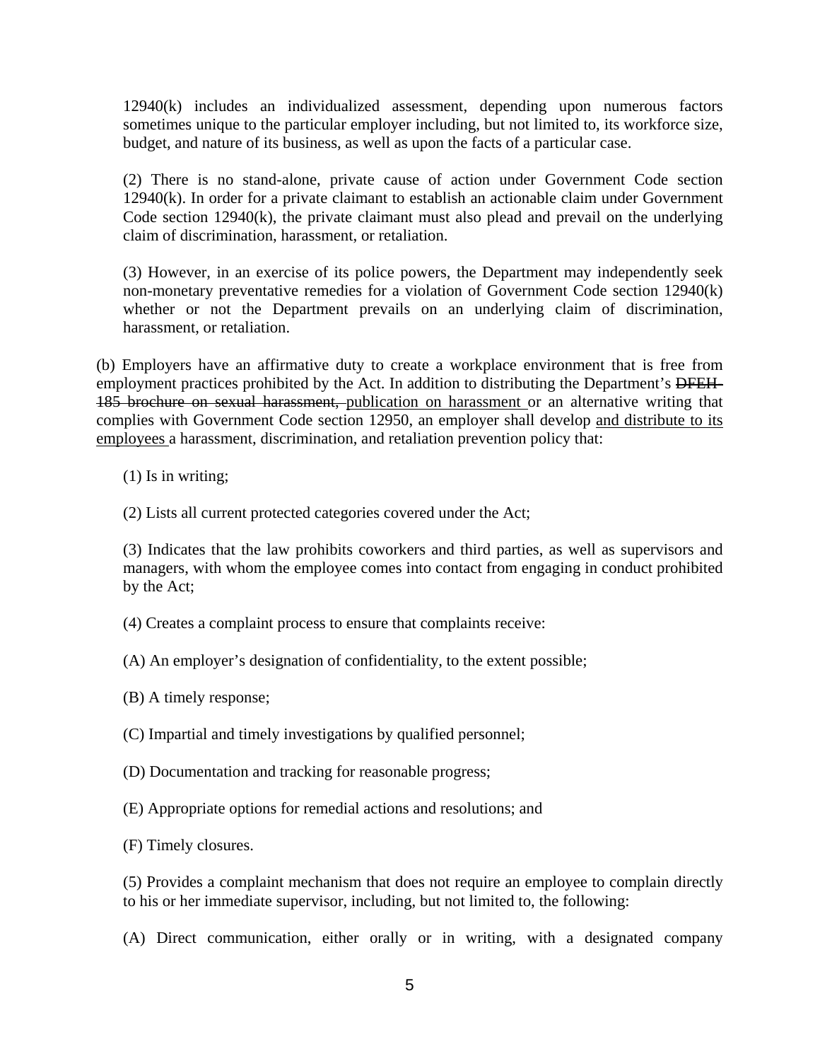12940(k) includes an individualized assessment, depending upon numerous factors sometimes unique to the particular employer including, but not limited to, its workforce size, budget, and nature of its business, as well as upon the facts of a particular case.

(2) There is no stand-alone, private cause of action under Government Code section 12940(k). In order for a private claimant to establish an actionable claim under Government Code section 12940(k), the private claimant must also plead and prevail on the underlying claim of discrimination, harassment, or retaliation.

(3) However, in an exercise of its police powers, the Department may independently seek non-monetary preventative remedies for a violation of Government Code section 12940(k) whether or not the Department prevails on an underlying claim of discrimination, harassment, or retaliation.

(b) Employers have an affirmative duty to create a workplace environment that is free from employment practices prohibited by the Act. In addition to distributing the Department's ~~DFEH-185 brochure on sexual harassment,~~ <u>publication on harassment</u> or an alternative writing that complies with Government Code section 12950, an employer shall develop <u>and distribute to its employees</u> a harassment, discrimination, and retaliation prevention policy that:

(1) Is in writing;

(2) Lists all current protected categories covered under the Act;

(3) Indicates that the law prohibits coworkers and third parties, as well as supervisors and managers, with whom the employee comes into contact from engaging in conduct prohibited by the Act;

(4) Creates a complaint process to ensure that complaints receive:

(A) An employer's designation of confidentiality, to the extent possible;

(B) A timely response;

(C) Impartial and timely investigations by qualified personnel;

(D) Documentation and tracking for reasonable progress;

(E) Appropriate options for remedial actions and resolutions; and

(F) Timely closures.

(5) Provides a complaint mechanism that does not require an employee to complain directly to his or her immediate supervisor, including, but not limited to, the following:

(A) Direct communication, either orally or in writing, with a designated company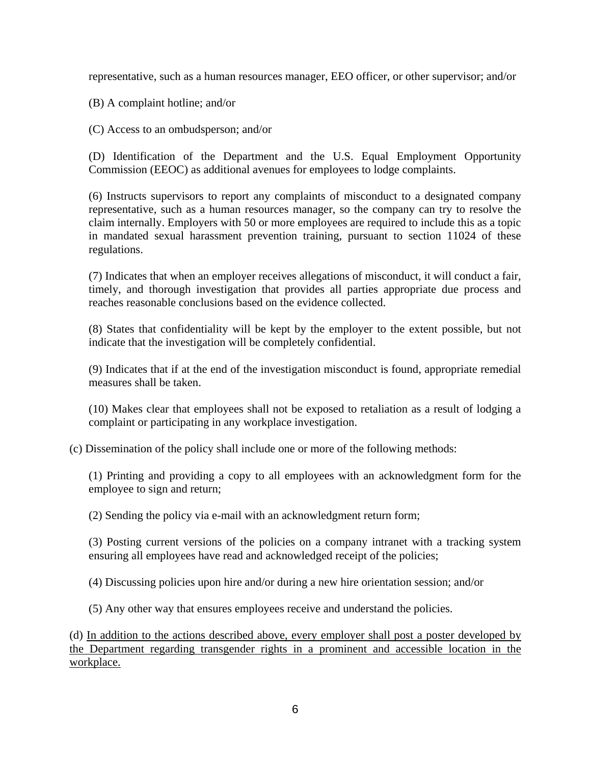representative, such as a human resources manager, EEO officer, or other supervisor; and/or

(B) A complaint hotline; and/or

(C) Access to an ombudsperson; and/or

(D) Identification of the Department and the U.S. Equal Employment Opportunity Commission (EEOC) as additional avenues for employees to lodge complaints.

(6) Instructs supervisors to report any complaints of misconduct to a designated company representative, such as a human resources manager, so the company can try to resolve the claim internally. Employers with 50 or more employees are required to include this as a topic in mandated sexual harassment prevention training, pursuant to section 11024 of these regulations.

(7) Indicates that when an employer receives allegations of misconduct, it will conduct a fair, timely, and thorough investigation that provides all parties appropriate due process and reaches reasonable conclusions based on the evidence collected.

(8) States that confidentiality will be kept by the employer to the extent possible, but not indicate that the investigation will be completely confidential.

(9) Indicates that if at the end of the investigation misconduct is found, appropriate remedial measures shall be taken.

(10) Makes clear that employees shall not be exposed to retaliation as a result of lodging a complaint or participating in any workplace investigation.

(c) Dissemination of the policy shall include one or more of the following methods:

(1) Printing and providing a copy to all employees with an acknowledgment form for the employee to sign and return;

(2) Sending the policy via e-mail with an acknowledgment return form;

(3) Posting current versions of the policies on a company intranet with a tracking system ensuring all employees have read and acknowledged receipt of the policies;

(4) Discussing policies upon hire and/or during a new hire orientation session; and/or

(5) Any other way that ensures employees receive and understand the policies.

(d) <u>In addition to the actions described above, every employer shall post a poster developed by the Department regarding transgender rights in a prominent and accessible location in the workplace.</u>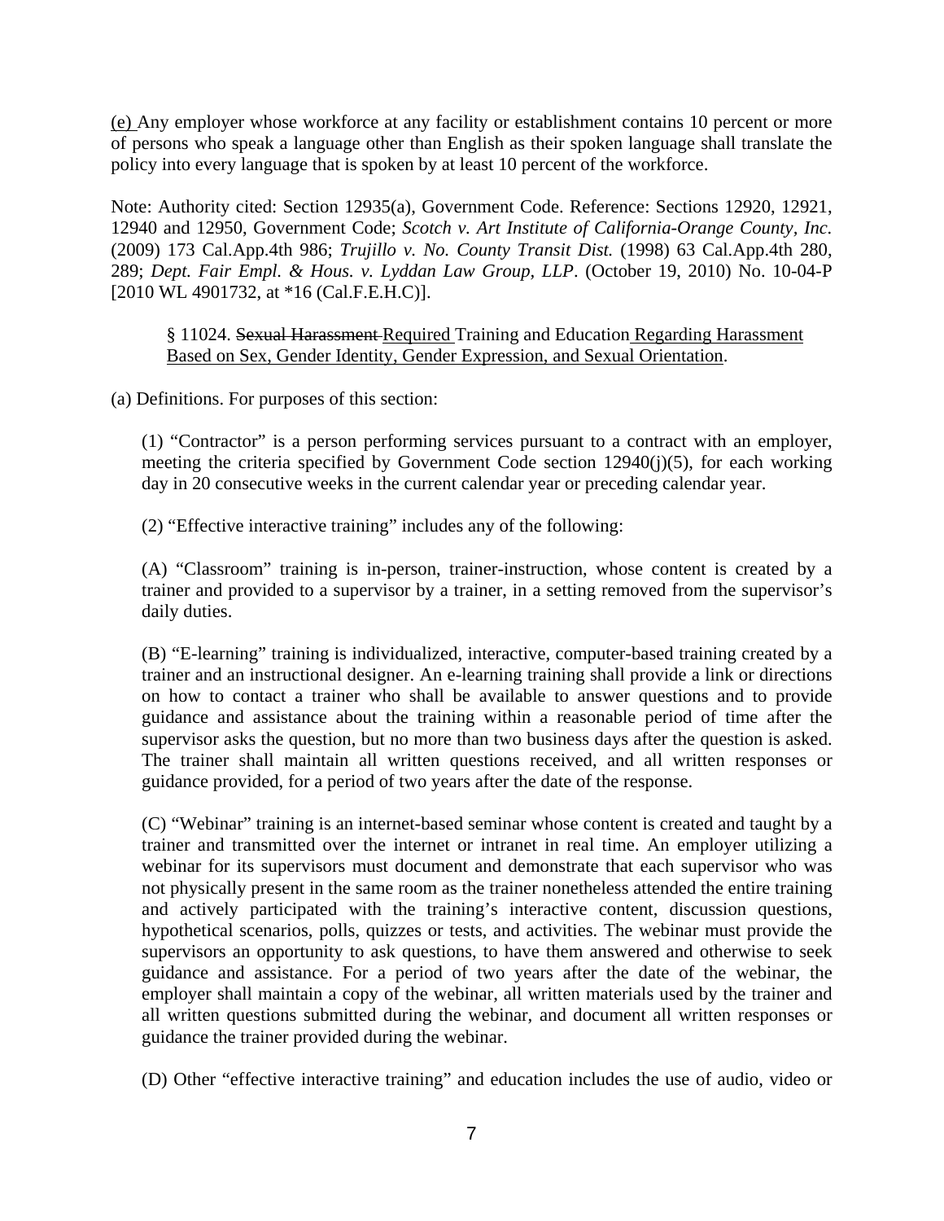(e) Any employer whose workforce at any facility or establishment contains 10 percent or more of persons who speak a language other than English as their spoken language shall translate the policy into every language that is spoken by at least 10 percent of the workforce.

Note: Authority cited: Section 12935(a), Government Code. Reference: Sections 12920, 12921, 12940 and 12950, Government Code; *Scotch v. Art Institute of California-Orange County, Inc.* (2009) 173 Cal.App.4th 986; *Trujillo v. No. County Transit Dist.* (1998) 63 Cal.App.4th 280, 289; *Dept. Fair Empl. & Hous. v. Lyddan Law Group, LLP*. (October 19, 2010) No. 10-04-P [2010 WL 4901732, at *16 (Cal.F.E.H.C)].

§ 11024. ~~Sexual Harassment~~ Required Training and Education Regarding Harassment Based on Sex, Gender Identity, Gender Expression, and Sexual Orientation.

(a) Definitions. For purposes of this section:

(1) "Contractor" is a person performing services pursuant to a contract with an employer, meeting the criteria specified by Government Code section 12940(j)(5), for each working day in 20 consecutive weeks in the current calendar year or preceding calendar year.

(2) "Effective interactive training" includes any of the following:

(A) "Classroom" training is in-person, trainer-instruction, whose content is created by a trainer and provided to a supervisor by a trainer, in a setting removed from the supervisor's daily duties.

(B) "E-learning" training is individualized, interactive, computer-based training created by a trainer and an instructional designer. An e-learning training shall provide a link or directions on how to contact a trainer who shall be available to answer questions and to provide guidance and assistance about the training within a reasonable period of time after the supervisor asks the question, but no more than two business days after the question is asked. The trainer shall maintain all written questions received, and all written responses or guidance provided, for a period of two years after the date of the response.

(C) "Webinar" training is an internet-based seminar whose content is created and taught by a trainer and transmitted over the internet or intranet in real time. An employer utilizing a webinar for its supervisors must document and demonstrate that each supervisor who was not physically present in the same room as the trainer nonetheless attended the entire training and actively participated with the training's interactive content, discussion questions, hypothetical scenarios, polls, quizzes or tests, and activities. The webinar must provide the supervisors an opportunity to ask questions, to have them answered and otherwise to seek guidance and assistance. For a period of two years after the date of the webinar, the employer shall maintain a copy of the webinar, all written materials used by the trainer and all written questions submitted during the webinar, and document all written responses or guidance the trainer provided during the webinar.

(D) Other "effective interactive training" and education includes the use of audio, video or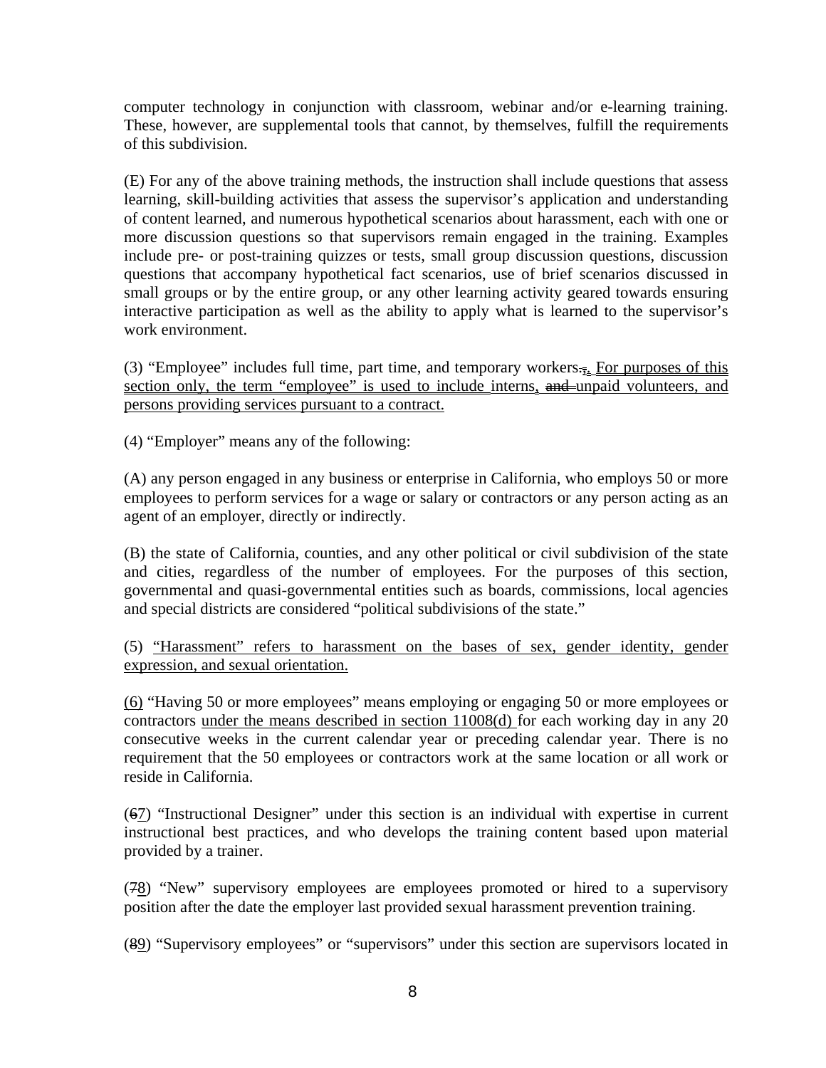computer technology in conjunction with classroom, webinar and/or e-learning training. These, however, are supplemental tools that cannot, by themselves, fulfill the requirements of this subdivision.

(E) For any of the above training methods, the instruction shall include questions that assess learning, skill-building activities that assess the supervisor's application and understanding of content learned, and numerous hypothetical scenarios about harassment, each with one or more discussion questions so that supervisors remain engaged in the training. Examples include pre- or post-training quizzes or tests, small group discussion questions, discussion questions that accompany hypothetical fact scenarios, use of brief scenarios discussed in small groups or by the entire group, or any other learning activity geared towards ensuring interactive participation as well as the ability to apply what is learned to the supervisor's work environment.

(3) "Employee" includes full time, part time, and temporary workers~~.,~~<u>.</u> <u>For purposes of this section only, the term "employee" is used to include interns,</u> ~~and~~ <u>unpaid volunteers, and persons providing services pursuant to a contract.</u>

(4) "Employer" means any of the following:

(A) any person engaged in any business or enterprise in California, who employs 50 or more employees to perform services for a wage or salary or contractors or any person acting as an agent of an employer, directly or indirectly.

(B) the state of California, counties, and any other political or civil subdivision of the state and cities, regardless of the number of employees. For the purposes of this section, governmental and quasi-governmental entities such as boards, commissions, local agencies and special districts are considered "political subdivisions of the state."

(5) <u>"Harassment" refers to harassment on the bases of sex, gender identity, gender expression, and sexual orientation.</u>

<u>(6)</u> "Having 50 or more employees" means employing or engaging 50 or more employees or contractors <u>under the means described in section 11008(d)</u> for each working day in any 20 consecutive weeks in the current calendar year or preceding calendar year. There is no requirement that the 50 employees or contractors work at the same location or all work or reside in California.

(~~6~~<u>7</u>) "Instructional Designer" under this section is an individual with expertise in current instructional best practices, and who develops the training content based upon material provided by a trainer.

(~~7~~<u>8</u>) "New" supervisory employees are employees promoted or hired to a supervisory position after the date the employer last provided sexual harassment prevention training.

(~~8~~<u>9</u>) "Supervisory employees" or "supervisors" under this section are supervisors located in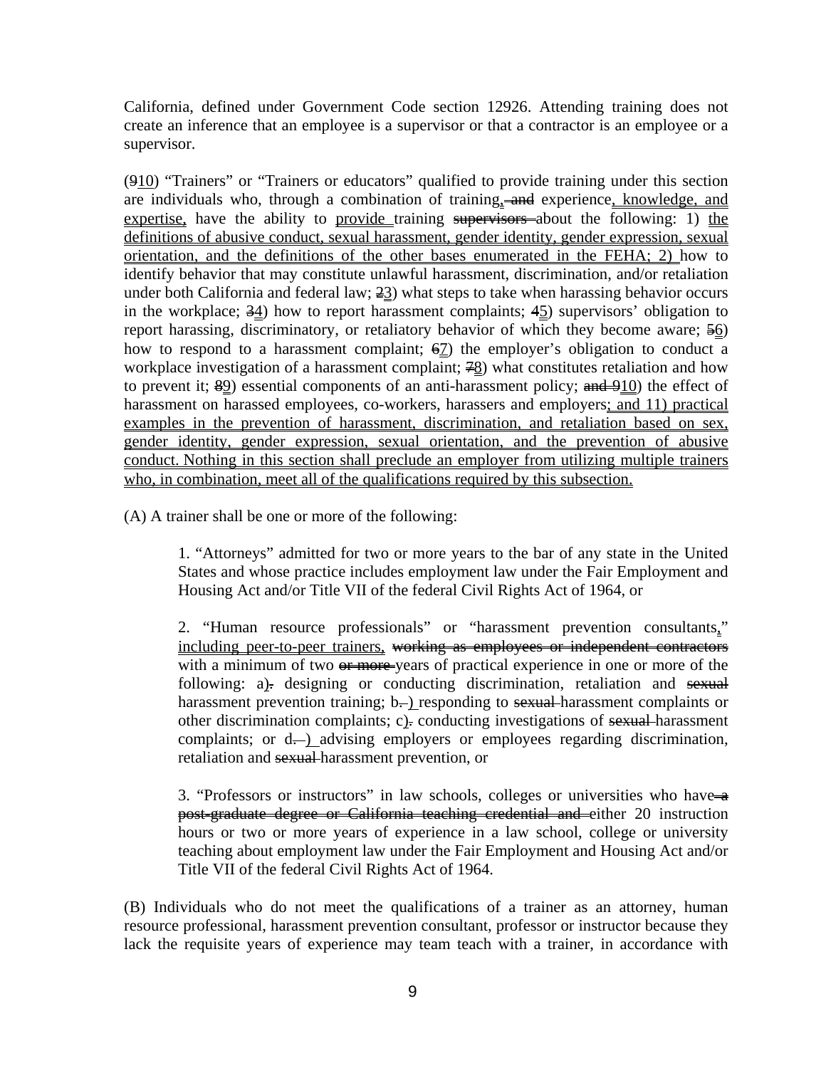California, defined under Government Code section 12926. Attending training does not create an inference that an employee is a supervisor or that a contractor is an employee or a supervisor.

(~~9~~<u>10</u>) "Trainers" or "Trainers or educators" qualified to provide training under this section are individuals who, through a combination of training<u>,</u>~~ and~~ experience<u>, knowledge, and expertise,</u> have the ability to <u>provide</u> training ~~supervisors~~ about the following: 1) <u>the definitions of abusive conduct, sexual harassment, gender identity, gender expression, sexual orientation, and the definitions of the other bases enumerated in the FEHA; 2)</u> how to identify behavior that may constitute unlawful harassment, discrimination, and/or retaliation under both California and federal law; ~~2~~<u>3</u>) what steps to take when harassing behavior occurs in the workplace; ~~3~~<u>4</u>) how to report harassment complaints; ~~4~~<u>5</u>) supervisors' obligation to report harassing, discriminatory, or retaliatory behavior of which they become aware; ~~5~~<u>6</u>) how to respond to a harassment complaint; ~~6~~<u>7</u>) the employer's obligation to conduct a workplace investigation of a harassment complaint; ~~7~~<u>8</u>) what constitutes retaliation and how to prevent it; ~~8~~<u>9</u>) essential components of an anti-harassment policy; ~~and 9~~<u>10</u>) the effect of harassment on harassed employees, co-workers, harassers and employers<u>; and 11) practical examples in the prevention of harassment, discrimination, and retaliation based on sex, gender identity, gender expression, sexual orientation, and the prevention of abusive conduct. Nothing in this section shall preclude an employer from utilizing multiple trainers who, in combination, meet all of the qualifications required by this subsection.</u>

(A) A trainer shall be one or more of the following:

1. "Attorneys" admitted for two or more years to the bar of any state in the United States and whose practice includes employment law under the Fair Employment and Housing Act and/or Title VII of the federal Civil Rights Act of 1964, or

2. "Human resource professionals" or "harassment prevention consultants<u>,</u>" <u>including peer-to-peer trainers,</u> ~~working as employees or independent contractors~~ with a minimum of two ~~or more~~ years of practical experience in one or more of the following: a<u>)</u>~~.~~ designing or conducting discrimination, retaliation and ~~sexual~~ harassment prevention training; b~~.~~<u>)</u> responding to ~~sexual~~ harassment complaints or other discrimination complaints; c<u>)</u>~~.~~ conducting investigations of ~~sexual~~ harassment complaints; or d~~.~~<u>)</u> advising employers or employees regarding discrimination, retaliation and ~~sexual~~ harassment prevention, or

3. "Professors or instructors" in law schools, colleges or universities who have~~ a post-graduate degree or California teaching credential and~~ either 20 instruction hours or two or more years of experience in a law school, college or university teaching about employment law under the Fair Employment and Housing Act and/or Title VII of the federal Civil Rights Act of 1964.

(B) Individuals who do not meet the qualifications of a trainer as an attorney, human resource professional, harassment prevention consultant, professor or instructor because they lack the requisite years of experience may team teach with a trainer, in accordance with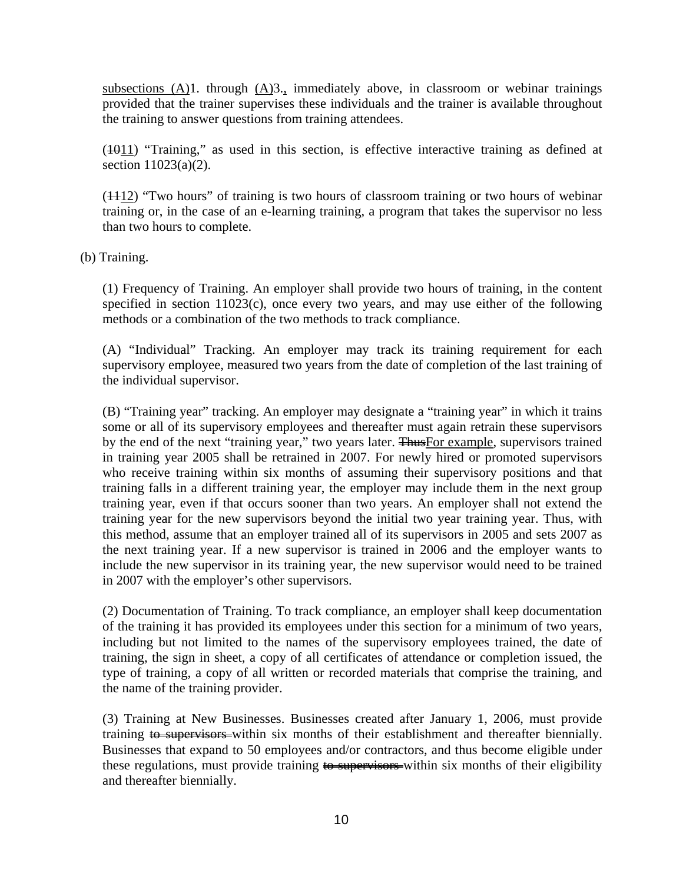subsections (A)1. through (A)3.~~,~~ immediately above, in classroom or webinar trainings provided that the trainer supervises these individuals and the trainer is available throughout the training to answer questions from training attendees.

(~~10~~11) "Training," as used in this section, is effective interactive training as defined at section 11023(a)(2).

(~~11~~12) "Two hours" of training is two hours of classroom training or two hours of webinar training or, in the case of an e-learning training, a program that takes the supervisor no less than two hours to complete.

(b) Training.

(1) Frequency of Training. An employer shall provide two hours of training, in the content specified in section 11023(c), once every two years, and may use either of the following methods or a combination of the two methods to track compliance.

(A) "Individual" Tracking. An employer may track its training requirement for each supervisory employee, measured two years from the date of completion of the last training of the individual supervisor.

(B) "Training year" tracking. An employer may designate a "training year" in which it trains some or all of its supervisory employees and thereafter must again retrain these supervisors by the end of the next "training year," two years later. ~~Thus~~For example, supervisors trained in training year 2005 shall be retrained in 2007. For newly hired or promoted supervisors who receive training within six months of assuming their supervisory positions and that training falls in a different training year, the employer may include them in the next group training year, even if that occurs sooner than two years. An employer shall not extend the training year for the new supervisors beyond the initial two year training year. Thus, with this method, assume that an employer trained all of its supervisors in 2005 and sets 2007 as the next training year. If a new supervisor is trained in 2006 and the employer wants to include the new supervisor in its training year, the new supervisor would need to be trained in 2007 with the employer's other supervisors.

(2) Documentation of Training. To track compliance, an employer shall keep documentation of the training it has provided its employees under this section for a minimum of two years, including but not limited to the names of the supervisory employees trained, the date of training, the sign in sheet, a copy of all certificates of attendance or completion issued, the type of training, a copy of all written or recorded materials that comprise the training, and the name of the training provider.

(3) Training at New Businesses. Businesses created after January 1, 2006, must provide training ~~to supervisors~~ within six months of their establishment and thereafter biennially. Businesses that expand to 50 employees and/or contractors, and thus become eligible under these regulations, must provide training ~~to supervisors~~ within six months of their eligibility and thereafter biennially.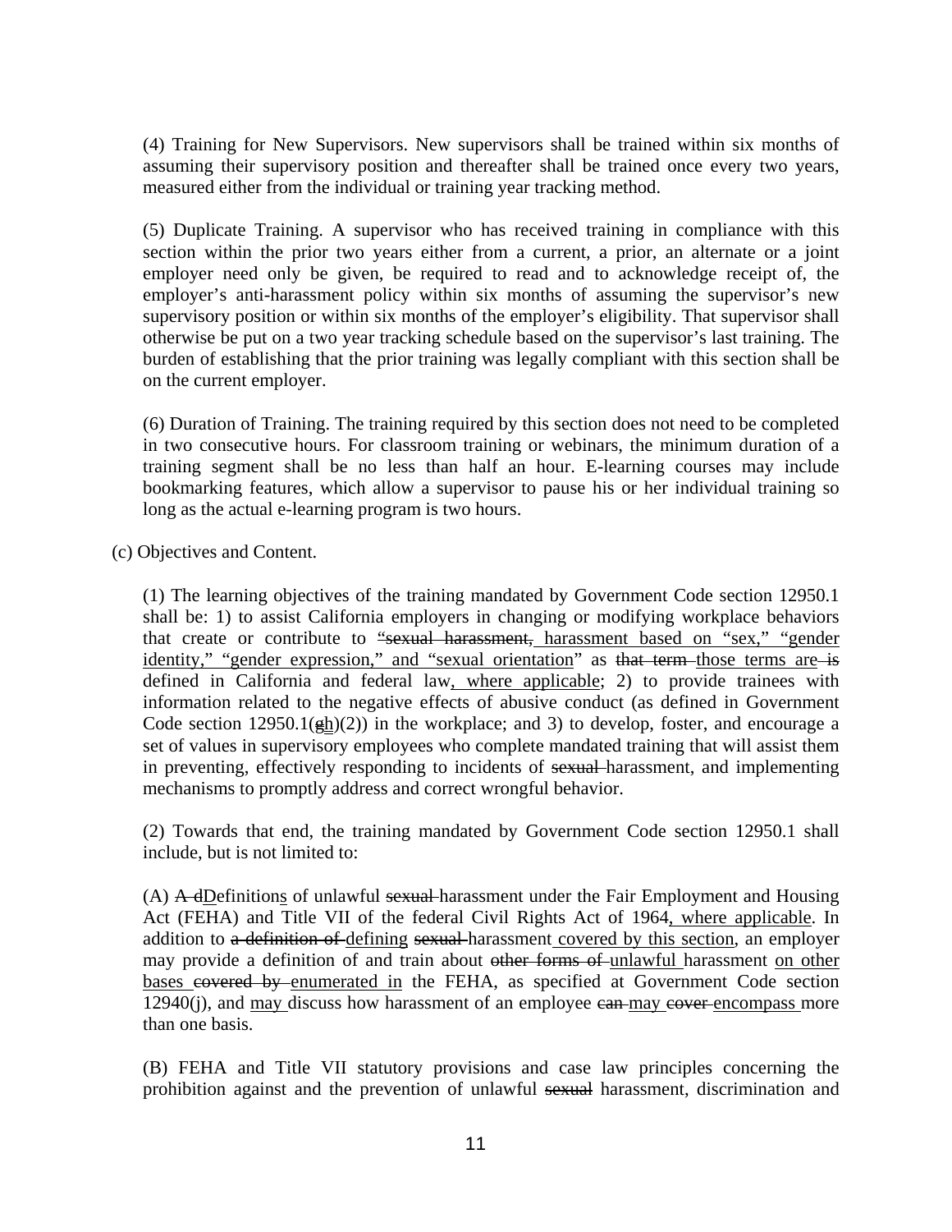(4) Training for New Supervisors. New supervisors shall be trained within six months of assuming their supervisory position and thereafter shall be trained once every two years, measured either from the individual or training year tracking method.

(5) Duplicate Training. A supervisor who has received training in compliance with this section within the prior two years either from a current, a prior, an alternate or a joint employer need only be given, be required to read and to acknowledge receipt of, the employer's anti-harassment policy within six months of assuming the supervisor's new supervisory position or within six months of the employer's eligibility. That supervisor shall otherwise be put on a two year tracking schedule based on the supervisor's last training. The burden of establishing that the prior training was legally compliant with this section shall be on the current employer.

(6) Duration of Training. The training required by this section does not need to be completed in two consecutive hours. For classroom training or webinars, the minimum duration of a training segment shall be no less than half an hour. E-learning courses may include bookmarking features, which allow a supervisor to pause his or her individual training so long as the actual e-learning program is two hours.

(c) Objectives and Content.

(1) The learning objectives of the training mandated by Government Code section 12950.1 shall be: 1) to assist California employers in changing or modifying workplace behaviors that create or contribute to ~~"sexual harassment,~~<u> harassment based on "sex," "gender identity," "gender expression," and "sexual orientation</u>" as ~~that term~~ <u>those terms are</u> ~~is~~ defined in California and federal law<u>, where applicable</u>; 2) to provide trainees with information related to the negative effects of abusive conduct (as defined in Government Code section 12950.1(~~g~~<u>h</u>)(2)) in the workplace; and 3) to develop, foster, and encourage a set of values in supervisory employees who complete mandated training that will assist them in preventing, effectively responding to incidents of ~~sexual~~ harassment, and implementing mechanisms to promptly address and correct wrongful behavior.

(2) Towards that end, the training mandated by Government Code section 12950.1 shall include, but is not limited to:

(A) ~~A d~~<u>D</u>efinition<u>s</u> of unlawful ~~sexual~~ harassment under the Fair Employment and Housing Act (FEHA) and Title VII of the federal Civil Rights Act of 1964<u>, where applicable</u>. In addition to ~~a definition of~~ <u>defining</u> ~~sexual~~ harassment<u> covered by this section</u>, an employer may provide a definition of and train about ~~other forms of~~ <u>unlawful</u> harassment <u>on other bases</u> ~~covered by~~ <u>enumerated in</u> the FEHA, as specified at Government Code section 12940(j), and <u>may</u> discuss how harassment of an employee ~~can~~ <u>may</u> ~~cover~~ <u>encompass</u> more than one basis.

(B) FEHA and Title VII statutory provisions and case law principles concerning the prohibition against and the prevention of unlawful ~~sexual~~ harassment, discrimination and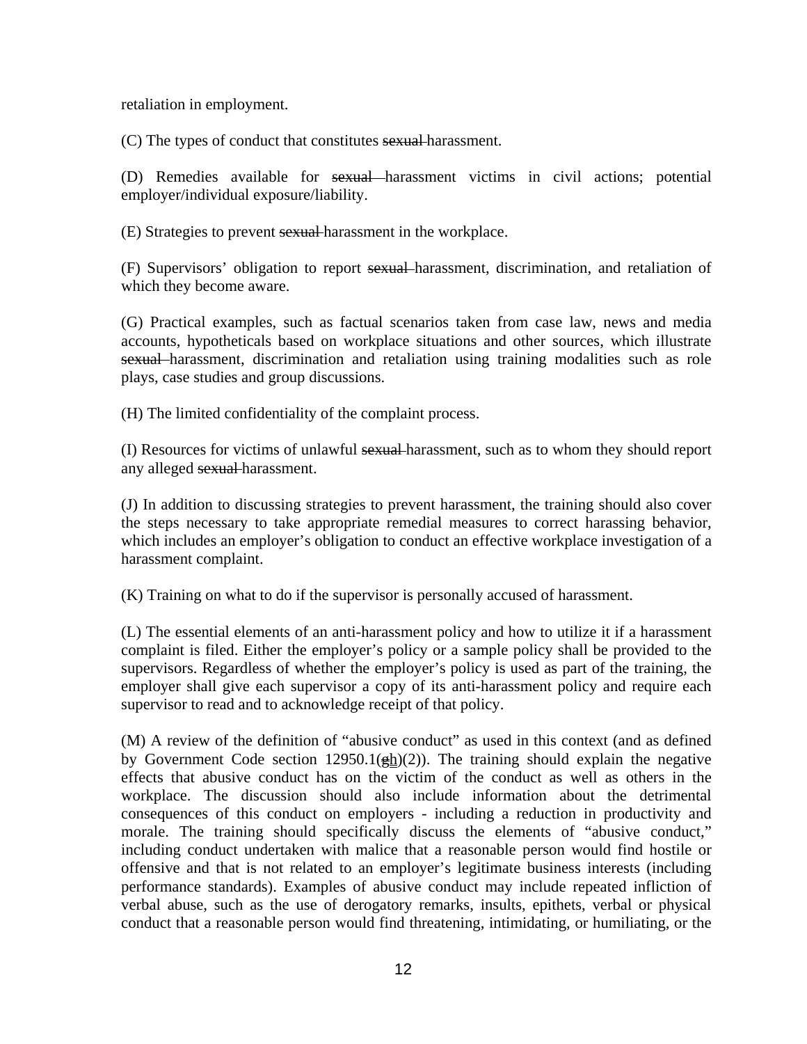retaliation in employment.

(C) The types of conduct that constitutes ~~sexual~~ harassment.

(D) Remedies available for ~~sexual~~ harassment victims in civil actions; potential employer/individual exposure/liability.

(E) Strategies to prevent ~~sexual~~ harassment in the workplace.

(F) Supervisors' obligation to report ~~sexual~~ harassment, discrimination, and retaliation of which they become aware.

(G) Practical examples, such as factual scenarios taken from case law, news and media accounts, hypotheticals based on workplace situations and other sources, which illustrate ~~sexual~~ harassment, discrimination and retaliation using training modalities such as role plays, case studies and group discussions.

(H) The limited confidentiality of the complaint process.

(I) Resources for victims of unlawful ~~sexual~~ harassment, such as to whom they should report any alleged ~~sexual~~ harassment.

(J) In addition to discussing strategies to prevent harassment, the training should also cover the steps necessary to take appropriate remedial measures to correct harassing behavior, which includes an employer's obligation to conduct an effective workplace investigation of a harassment complaint.

(K) Training on what to do if the supervisor is personally accused of harassment.

(L) The essential elements of an anti-harassment policy and how to utilize it if a harassment complaint is filed. Either the employer's policy or a sample policy shall be provided to the supervisors. Regardless of whether the employer's policy is used as part of the training, the employer shall give each supervisor a copy of its anti-harassment policy and require each supervisor to read and to acknowledge receipt of that policy.

(M) A review of the definition of "abusive conduct" as used in this context (and as defined by Government Code section 12950.1(~~g~~<u>h</u>)(2)). The training should explain the negative effects that abusive conduct has on the victim of the conduct as well as others in the workplace. The discussion should also include information about the detrimental consequences of this conduct on employers - including a reduction in productivity and morale. The training should specifically discuss the elements of "abusive conduct," including conduct undertaken with malice that a reasonable person would find hostile or offensive and that is not related to an employer's legitimate business interests (including performance standards). Examples of abusive conduct may include repeated infliction of verbal abuse, such as the use of derogatory remarks, insults, epithets, verbal or physical conduct that a reasonable person would find threatening, intimidating, or humiliating, or the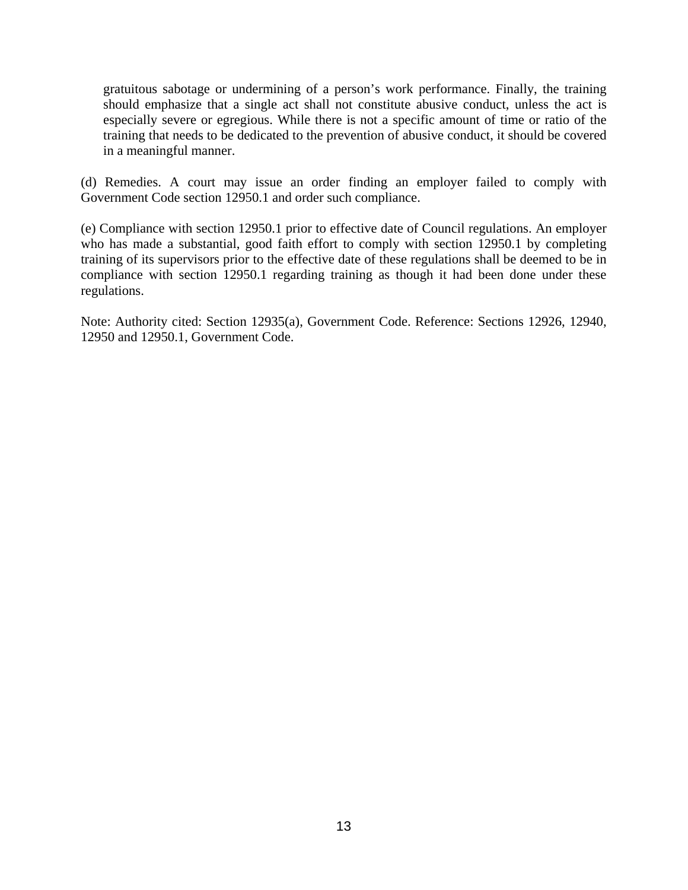gratuitous sabotage or undermining of a person's work performance. Finally, the training should emphasize that a single act shall not constitute abusive conduct, unless the act is especially severe or egregious. While there is not a specific amount of time or ratio of the training that needs to be dedicated to the prevention of abusive conduct, it should be covered in a meaningful manner.

(d) Remedies. A court may issue an order finding an employer failed to comply with Government Code section 12950.1 and order such compliance.

(e) Compliance with section 12950.1 prior to effective date of Council regulations. An employer who has made a substantial, good faith effort to comply with section 12950.1 by completing training of its supervisors prior to the effective date of these regulations shall be deemed to be in compliance with section 12950.1 regarding training as though it had been done under these regulations.

Note: Authority cited: Section 12935(a), Government Code. Reference: Sections 12926, 12940, 12950 and 12950.1, Government Code.